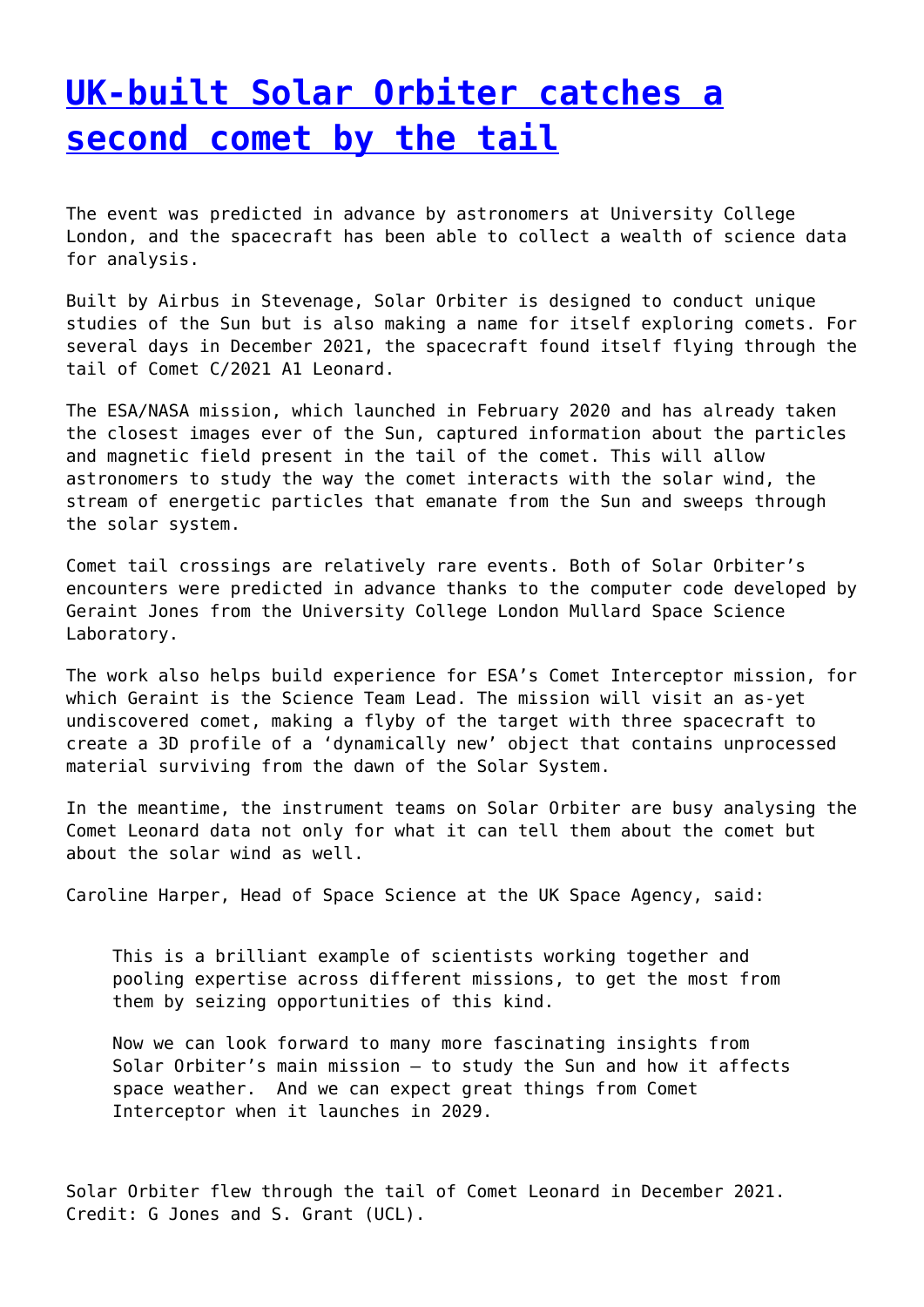# [UK-built Solar Orbiter catches a second comet by the tail]

The event was predicted in advance by astronomers at University College London, and the spacecraft has been able to collect a wealth of science data for analysis.

Built by Airbus in Stevenage, Solar Orbiter is designed to conduct unique studies of the Sun but is also making a name for itself exploring comets. For several days in December 2021, the spacecraft found itself flying through the tail of Comet C/2021 A1 Leonard.

The ESA/NASA mission, which launched in February 2020 and has already taken the closest images ever of the Sun, captured information about the particles and magnetic field present in the tail of the comet. This will allow astronomers to study the way the comet interacts with the solar wind, the stream of energetic particles that emanate from the Sun and sweeps through the solar system.

Comet tail crossings are relatively rare events. Both of Solar Orbiter's encounters were predicted in advance thanks to the computer code developed by Geraint Jones from the University College London Mullard Space Science Laboratory.

The work also helps build experience for ESA's Comet Interceptor mission, for which Geraint is the Science Team Lead. The mission will visit an as-yet undiscovered comet, making a flyby of the target with three spacecraft to create a 3D profile of a 'dynamically new' object that contains unprocessed material surviving from the dawn of the Solar System.

In the meantime, the instrument teams on Solar Orbiter are busy analysing the Comet Leonard data not only for what it can tell them about the comet but about the solar wind as well.

Caroline Harper, Head of Space Science at the UK Space Agency, said:

> This is a brilliant example of scientists working together and pooling expertise across different missions, to get the most from them by seizing opportunities of this kind.
>
> Now we can look forward to many more fascinating insights from Solar Orbiter's main mission – to study the Sun and how it affects space weather. And we can expect great things from Comet Interceptor when it launches in 2029.

Solar Orbiter flew through the tail of Comet Leonard in December 2021. Credit: G Jones and S. Grant (UCL).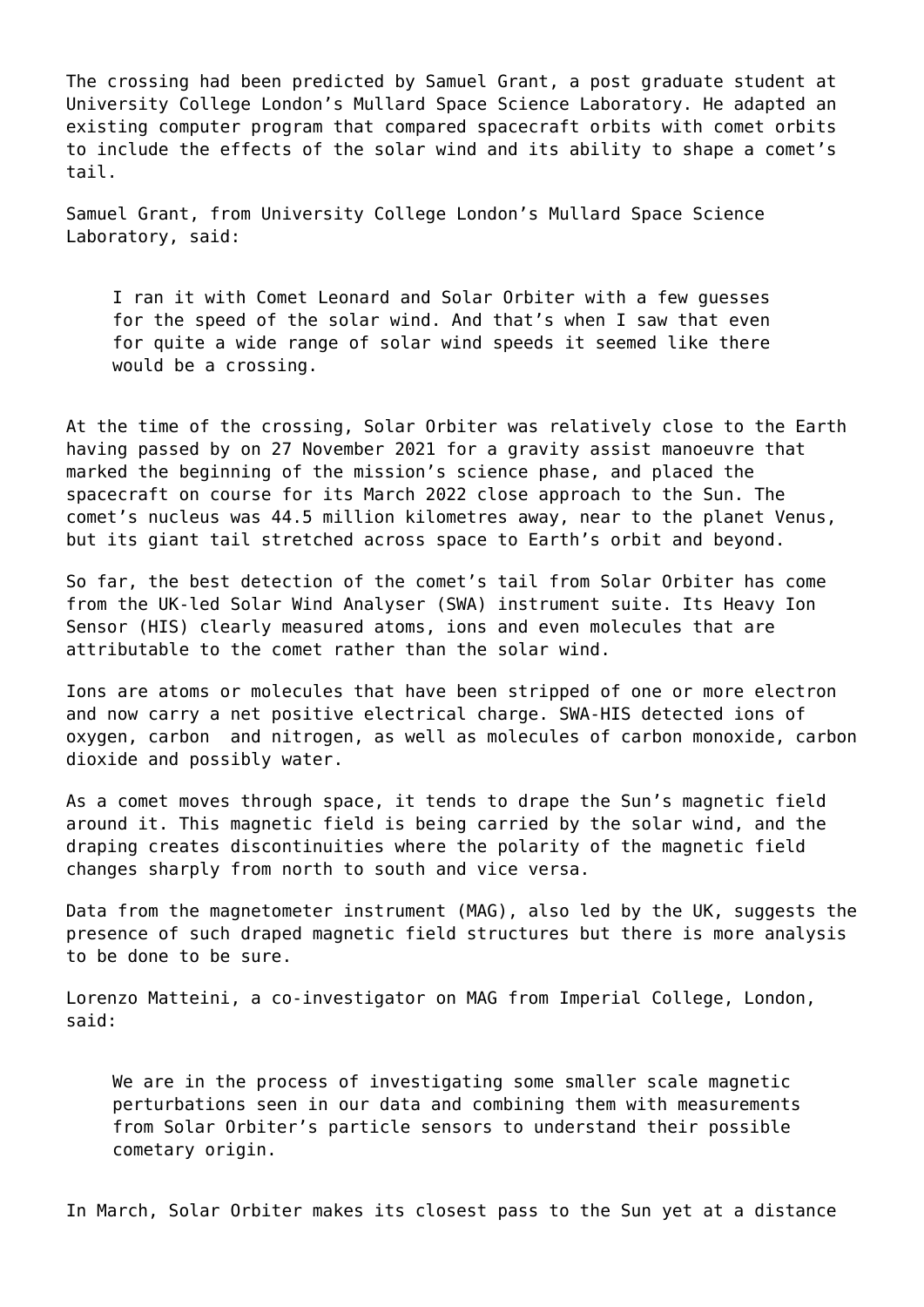The crossing had been predicted by Samuel Grant, a post graduate student at University College London's Mullard Space Science Laboratory. He adapted an existing computer program that compared spacecraft orbits with comet orbits to include the effects of the solar wind and its ability to shape a comet's tail.

Samuel Grant, from University College London's Mullard Space Science Laboratory, said:

> I ran it with Comet Leonard and Solar Orbiter with a few guesses for the speed of the solar wind. And that's when I saw that even for quite a wide range of solar wind speeds it seemed like there would be a crossing.

At the time of the crossing, Solar Orbiter was relatively close to the Earth having passed by on 27 November 2021 for a gravity assist manoeuvre that marked the beginning of the mission's science phase, and placed the spacecraft on course for its March 2022 close approach to the Sun. The comet's nucleus was 44.5 million kilometres away, near to the planet Venus, but its giant tail stretched across space to Earth's orbit and beyond.

So far, the best detection of the comet's tail from Solar Orbiter has come from the UK-led Solar Wind Analyser (SWA) instrument suite. Its Heavy Ion Sensor (HIS) clearly measured atoms, ions and even molecules that are attributable to the comet rather than the solar wind.

Ions are atoms or molecules that have been stripped of one or more electron and now carry a net positive electrical charge. SWA-HIS detected ions of oxygen, carbon and nitrogen, as well as molecules of carbon monoxide, carbon dioxide and possibly water.

As a comet moves through space, it tends to drape the Sun's magnetic field around it. This magnetic field is being carried by the solar wind, and the draping creates discontinuities where the polarity of the magnetic field changes sharply from north to south and vice versa.

Data from the magnetometer instrument (MAG), also led by the UK, suggests the presence of such draped magnetic field structures but there is more analysis to be done to be sure.

Lorenzo Matteini, a co-investigator on MAG from Imperial College, London, said:

> We are in the process of investigating some smaller scale magnetic perturbations seen in our data and combining them with measurements from Solar Orbiter's particle sensors to understand their possible cometary origin.

In March, Solar Orbiter makes its closest pass to the Sun yet at a distance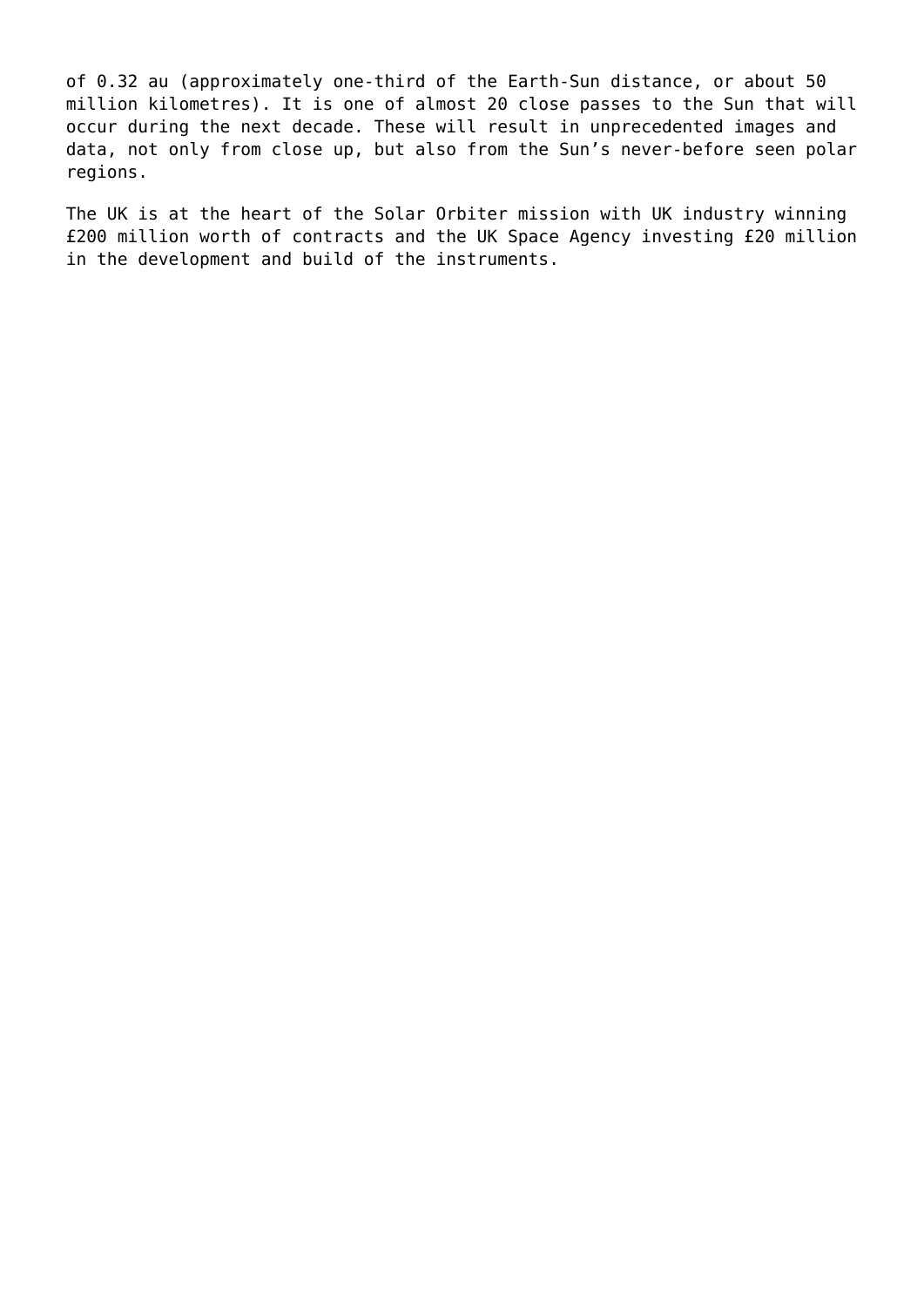of 0.32 au (approximately one-third of the Earth-Sun distance, or about 50 million kilometres). It is one of almost 20 close passes to the Sun that will occur during the next decade. These will result in unprecedented images and data, not only from close up, but also from the Sun's never-before seen polar regions.

The UK is at the heart of the Solar Orbiter mission with UK industry winning £200 million worth of contracts and the UK Space Agency investing £20 million in the development and build of the instruments.